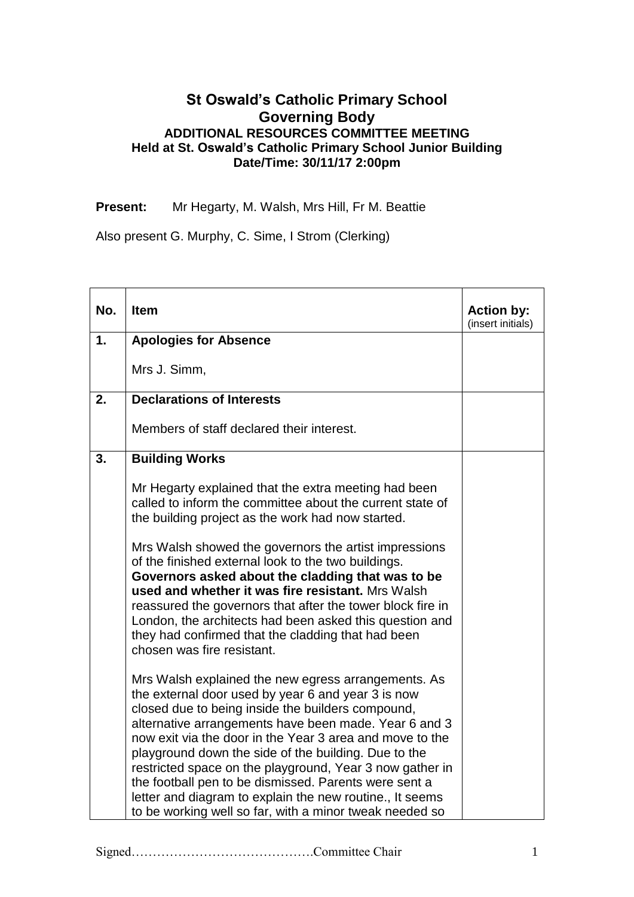# St Oswald's Catholic Primary School
# Governing Body
### ADDITIONAL RESOURCES COMMITTEE MEETING
### Held at St. Oswald's Catholic Primary School Junior Building
### Date/Time: 30/11/17 2:00pm

**Present:** Mr Hegarty, M. Walsh, Mrs Hill, Fr M. Beattie

Also present G. Murphy, C. Sime, I Strom (Clerking)

| No. | Item | Action by: (insert initials) |
|---|---|---|
| 1. | **Apologies for Absence**<br><br>Mrs J. Simm, | |
| 2. | **Declarations of Interests**<br><br>Members of staff declared their interest. | |
| 3. | **Building Works**<br><br>Mr Hegarty explained that the extra meeting had been called to inform the committee about the current state of the building project as the work had now started.<br><br>Mrs Walsh showed the governors the artist impressions of the finished external look to the two buildings. **Governors asked about the cladding that was to be used and whether it was fire resistant.** Mrs Walsh reassured the governors that after the tower block fire in London, the architects had been asked this question and they had confirmed that the cladding that had been chosen was fire resistant.<br><br>Mrs Walsh explained the new egress arrangements. As the external door used by year 6 and year 3 is now closed due to being inside the builders compound, alternative arrangements have been made. Year 6 and 3 now exit via the door in the Year 3 area and move to the playground down the side of the building. Due to the restricted space on the playground, Year 3 now gather in the football pen to be dismissed. Parents were sent a letter and diagram to explain the new routine., It seems to be working well so far, with a minor tweak needed so | |

Signed…………………………………….Committee Chair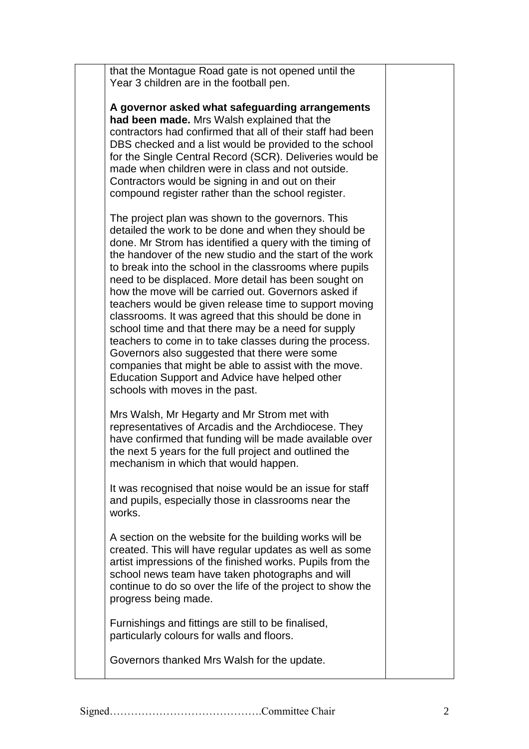| | | |
|---|---|---|
| | that the Montague Road gate is not opened until the Year 3 children are in the football pen.<br><br>**A governor asked what safeguarding arrangements had been made.** Mrs Walsh explained that the contractors had confirmed that all of their staff had been DBS checked and a list would be provided to the school for the Single Central Record (SCR). Deliveries would be made when children were in class and not outside. Contractors would be signing in and out on their compound register rather than the school register.<br><br>The project plan was shown to the governors. This detailed the work to be done and when they should be done. Mr Strom has identified a query with the timing of the handover of the new studio and the start of the work to break into the school in the classrooms where pupils need to be displaced. More detail has been sought on how the move will be carried out. Governors asked if teachers would be given release time to support moving classrooms. It was agreed that this should be done in school time and that there may be a need for supply teachers to come in to take classes during the process. Governors also suggested that there were some companies that might be able to assist with the move. Education Support and Advice have helped other schools with moves in the past.<br><br>Mrs Walsh, Mr Hegarty and Mr Strom met with representatives of Arcadis and the Archdiocese. They have confirmed that funding will be made available over the next 5 years for the full project and outlined the mechanism in which that would happen.<br><br>It was recognised that noise would be an issue for staff and pupils, especially those in classrooms near the works.<br><br>A section on the website for the building works will be created. This will have regular updates as well as some artist impressions of the finished works. Pupils from the school news team have taken photographs and will continue to do so over the life of the project to show the progress being made.<br><br>Furnishings and fittings are still to be finalised, particularly colours for walls and floors.<br><br>Governors thanked Mrs Walsh for the update. | |

Signed…………………………………….Committee Chair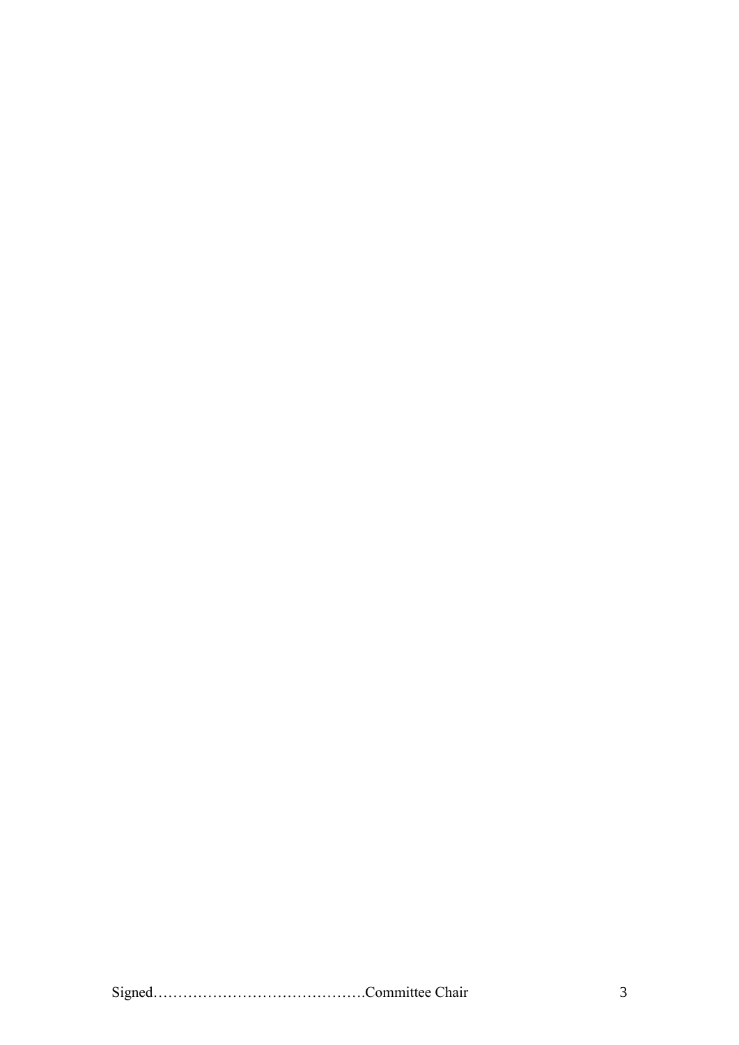Signed……………………………………Committee Chair